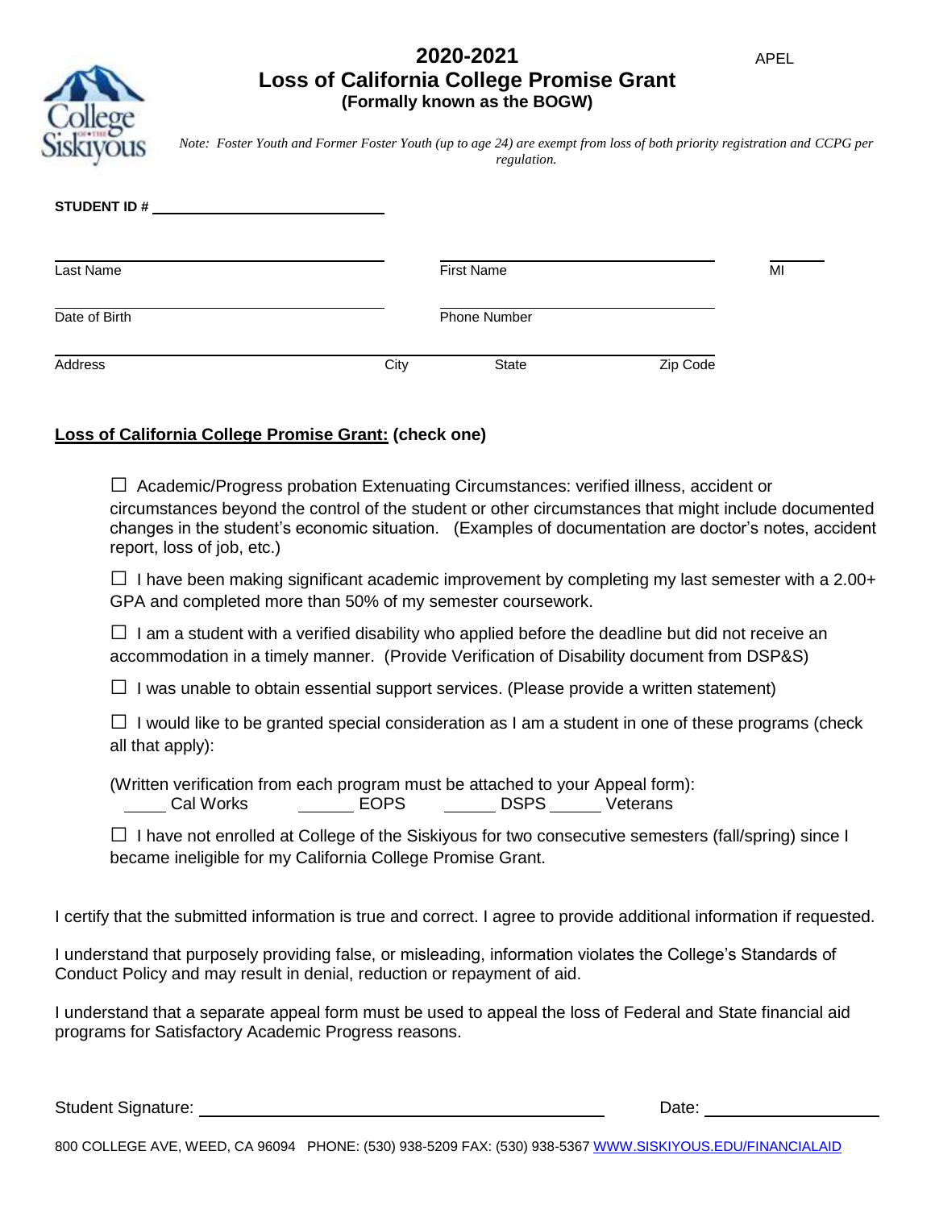# 2020-2021 Loss of California College Promise Grant

**(Formally known as the BOGW)**

APEL

*Note: Foster Youth and Former Foster Youth (up to age 24) are exempt from loss of both priority registration and CCPG per regulation.*

**STUDENT ID #** ____________________

| Last Name | First Name | MI |
|---|---|---|

| Date of Birth | Phone Number |
|---|---|

| Address | City | State | Zip Code |
|---|---|---|---|

**Loss of California College Promise Grant: (check one)**

☐ Academic/Progress probation Extenuating Circumstances: verified illness, accident or circumstances beyond the control of the student or other circumstances that might include documented changes in the student's economic situation. (Examples of documentation are doctor's notes, accident report, loss of job, etc.)

☐ I have been making significant academic improvement by completing my last semester with a 2.00+ GPA and completed more than 50% of my semester coursework.

☐ I am a student with a verified disability who applied before the deadline but did not receive an accommodation in a timely manner. (Provide Verification of Disability document from DSP&S)

☐ I was unable to obtain essential support services. (Please provide a written statement)

☐ I would like to be granted special consideration as I am a student in one of these programs (check all that apply):

(Written verification from each program must be attached to your Appeal form):
_____ Cal Works _____ EOPS _____ DSPS _____ Veterans

☐ I have not enrolled at College of the Siskiyous for two consecutive semesters (fall/spring) since I became ineligible for my California College Promise Grant.

I certify that the submitted information is true and correct. I agree to provide additional information if requested.

I understand that purposely providing false, or misleading, information violates the College's Standards of Conduct Policy and may result in denial, reduction or repayment of aid.

I understand that a separate appeal form must be used to appeal the loss of Federal and State financial aid programs for Satisfactory Academic Progress reasons.

Student Signature: ______________________________ Date: ______________

800 COLLEGE AVE, WEED, CA 96094 PHONE: (530) 938-5209 FAX: (530) 938-5367 WWW.SISKIYOUS.EDU/FINANCIALAID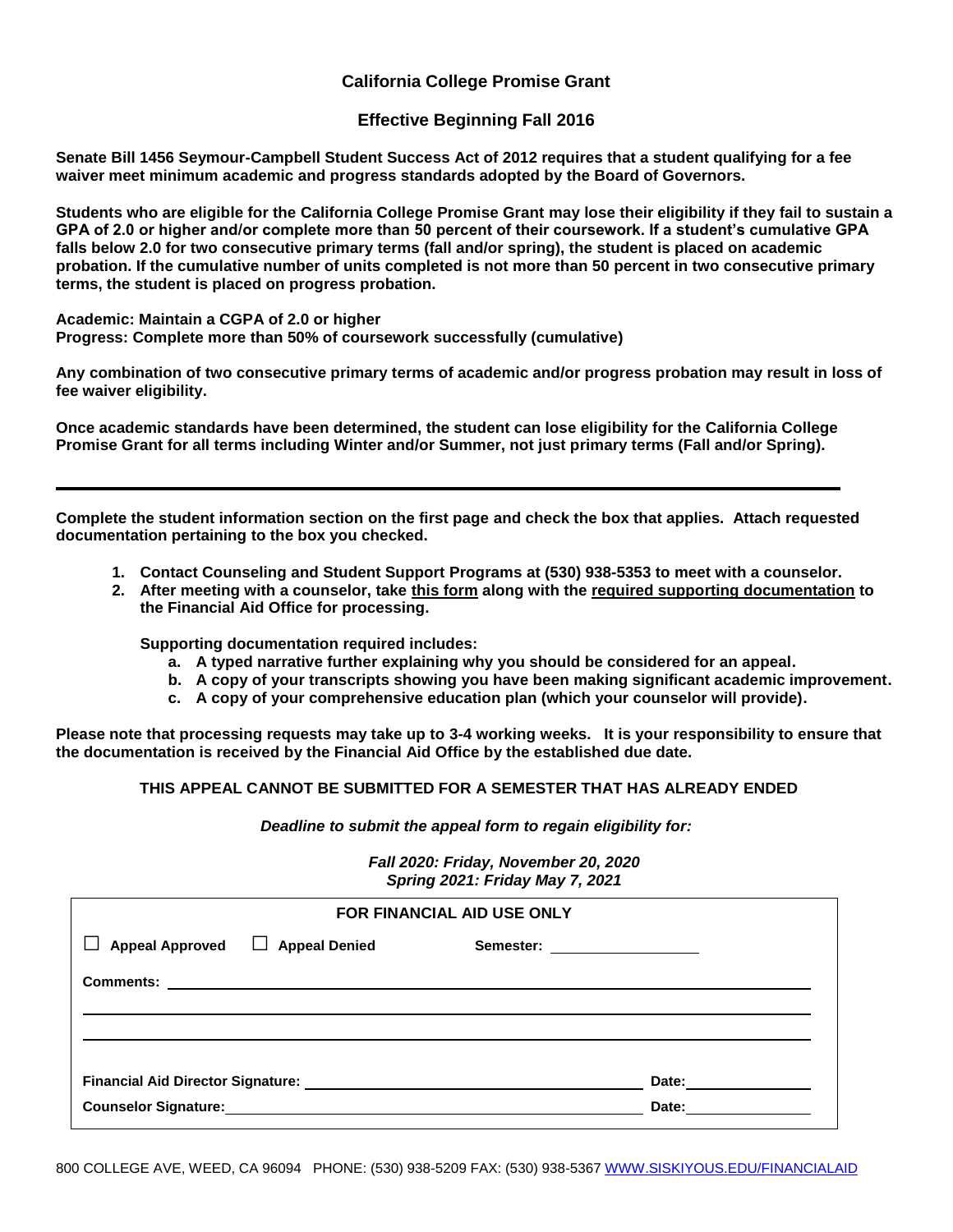## California College Promise Grant

### Effective Beginning Fall 2016

**Senate Bill 1456 Seymour-Campbell Student Success Act of 2012 requires that a student qualifying for a fee waiver meet minimum academic and progress standards adopted by the Board of Governors.**

**Students who are eligible for the California College Promise Grant may lose their eligibility if they fail to sustain a GPA of 2.0 or higher and/or complete more than 50 percent of their coursework. If a student's cumulative GPA falls below 2.0 for two consecutive primary terms (fall and/or spring), the student is placed on academic probation. If the cumulative number of units completed is not more than 50 percent in two consecutive primary terms, the student is placed on progress probation.**

**Academic: Maintain a CGPA of 2.0 or higher**
**Progress: Complete more than 50% of coursework successfully (cumulative)**

**Any combination of two consecutive primary terms of academic and/or progress probation may result in loss of fee waiver eligibility.**

**Once academic standards have been determined, the student can lose eligibility for the California College Promise Grant for all terms including Winter and/or Summer, not just primary terms (Fall and/or Spring).**

---

**Complete the student information section on the first page and check the box that applies. Attach requested documentation pertaining to the box you checked.**

1. **Contact Counseling and Student Support Programs at (530) 938-5353 to meet with a counselor.**
2. **After meeting with a counselor, take <u>this form</u> along with the <u>required supporting documentation</u> to the Financial Aid Office for processing.**

   **Supporting documentation required includes:**
   a. **A typed narrative further explaining why you should be considered for an appeal.**
   b. **A copy of your transcripts showing you have been making significant academic improvement.**
   c. **A copy of your comprehensive education plan (which your counselor will provide).**

**Please note that processing requests may take up to 3-4 working weeks. It is your responsibility to ensure that the documentation is received by the Financial Aid Office by the established due date.**

**THIS APPEAL CANNOT BE SUBMITTED FOR A SEMESTER THAT HAS ALREADY ENDED**

***Deadline to submit the appeal form to regain eligibility for:***

***Fall 2020: Friday, November 20, 2020***
***Spring 2021: Friday May 7, 2021***

**FOR FINANCIAL AID USE ONLY**

☐ **Appeal Approved** ☐ **Appeal Denied** **Semester:** ____________________

**Comments:** ______________________________________________________________

______________________________________________________________

______________________________________________________________

**Financial Aid Director Signature:** ______________________________ **Date:** ____________

**Counselor Signature:** ______________________________ **Date:** ____________

800 COLLEGE AVE, WEED, CA 96094 PHONE: (530) 938-5209 FAX: (530) 938-5367 WWW.SISKIYOUS.EDU/FINANCIALAID